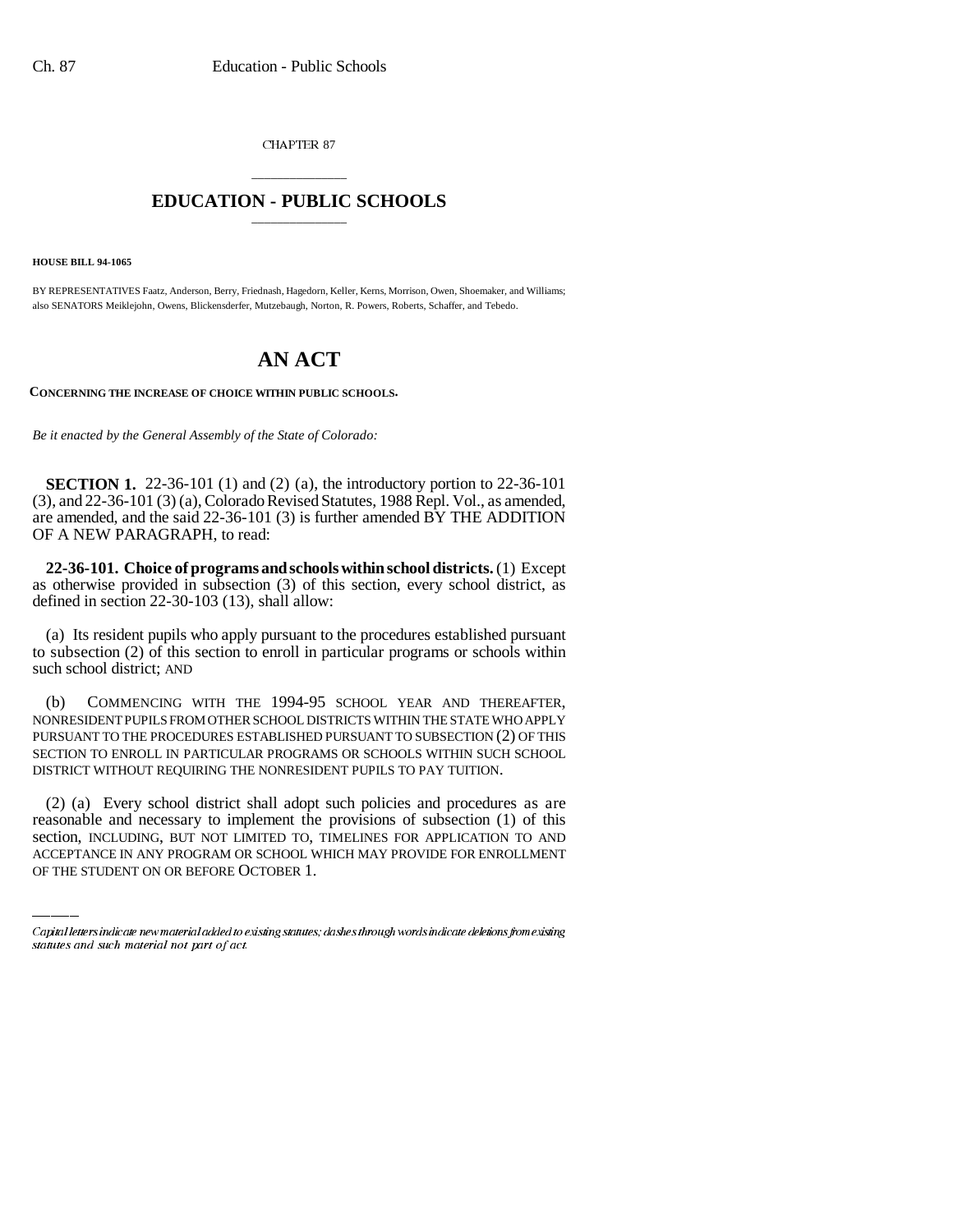CHAPTER 87

# EDUCATION - PUBLIC SCHOOLS

**HOUSE BILL 94-1065**

BY REPRESENTATIVES Faatz, Anderson, Berry, Friednash, Hagedorn, Keller, Kerns, Morrison, Owen, Shoemaker, and Williams; also SENATORS Meiklejohn, Owens, Blickensderfer, Mutzebaugh, Norton, R. Powers, Roberts, Schaffer, and Tebedo.

# AN ACT

**CONCERNING THE INCREASE OF CHOICE WITHIN PUBLIC SCHOOLS.**

*Be it enacted by the General Assembly of the State of Colorado:*

**SECTION 1.** 22-36-101 (1) and (2) (a), the introductory portion to 22-36-101 (3), and 22-36-101 (3) (a), Colorado Revised Statutes, 1988 Repl. Vol., as amended, are amended, and the said 22-36-101 (3) is further amended BY THE ADDITION OF A NEW PARAGRAPH, to read:

**22-36-101. Choice of programs and schools within school districts.** (1) Except as otherwise provided in subsection (3) of this section, every school district, as defined in section 22-30-103 (13), shall allow:

(a) Its resident pupils who apply pursuant to the procedures established pursuant to subsection (2) of this section to enroll in particular programs or schools within such school district; AND

(b) COMMENCING WITH THE 1994-95 SCHOOL YEAR AND THEREAFTER, NONRESIDENT PUPILS FROM OTHER SCHOOL DISTRICTS WITHIN THE STATE WHO APPLY PURSUANT TO THE PROCEDURES ESTABLISHED PURSUANT TO SUBSECTION (2) OF THIS SECTION TO ENROLL IN PARTICULAR PROGRAMS OR SCHOOLS WITHIN SUCH SCHOOL DISTRICT WITHOUT REQUIRING THE NONRESIDENT PUPILS TO PAY TUITION.

(2) (a) Every school district shall adopt such policies and procedures as are reasonable and necessary to implement the provisions of subsection (1) of this section, INCLUDING, BUT NOT LIMITED TO, TIMELINES FOR APPLICATION TO AND ACCEPTANCE IN ANY PROGRAM OR SCHOOL WHICH MAY PROVIDE FOR ENROLLMENT OF THE STUDENT ON OR BEFORE OCTOBER 1.

Capital letters indicate new material added to existing statutes; dashes through words indicate deletions from existing statutes and such material not part of act.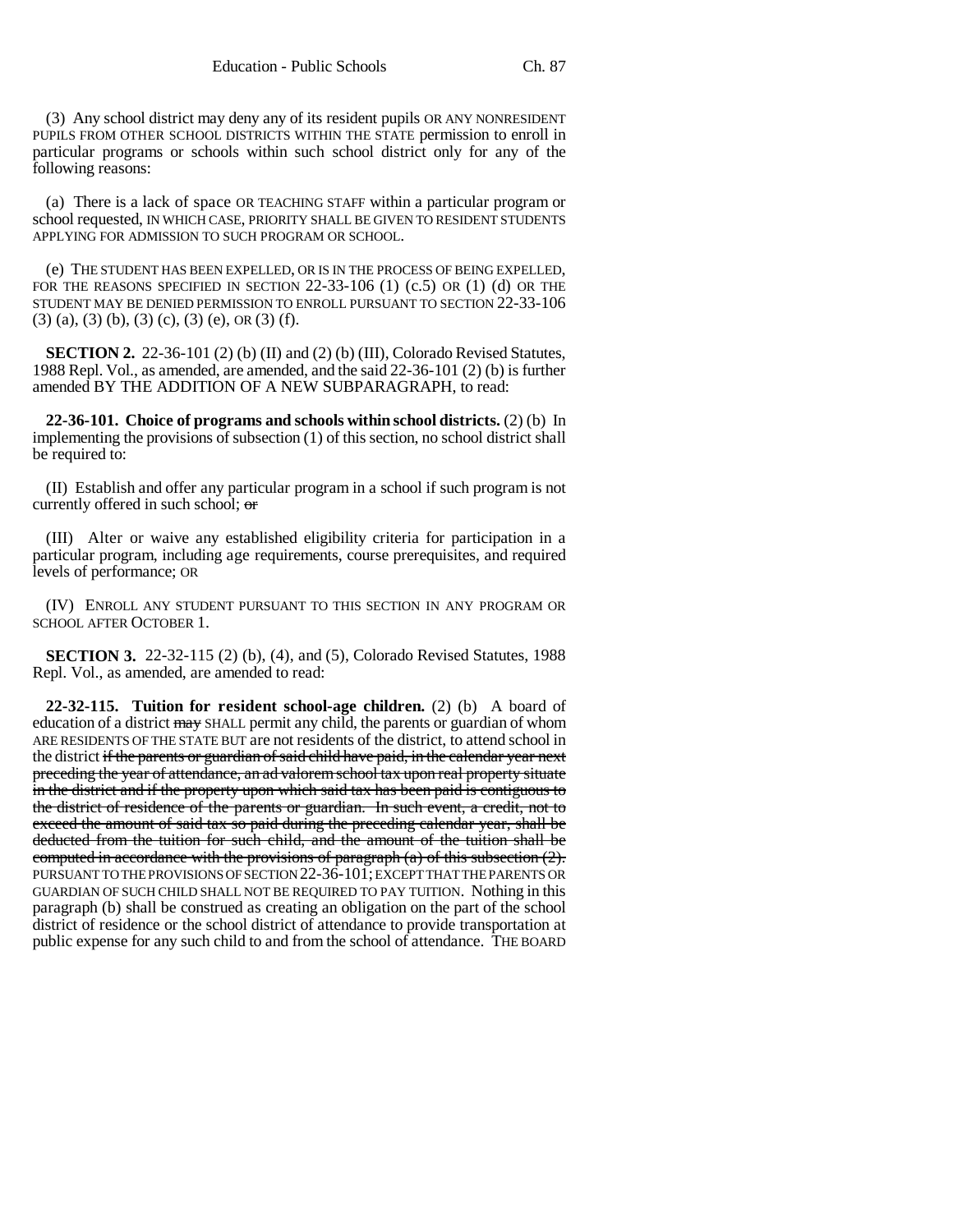(3) Any school district may deny any of its resident pupils OR ANY NONRESIDENT PUPILS FROM OTHER SCHOOL DISTRICTS WITHIN THE STATE permission to enroll in particular programs or schools within such school district only for any of the following reasons:

(a) There is a lack of space OR TEACHING STAFF within a particular program or school requested, IN WHICH CASE, PRIORITY SHALL BE GIVEN TO RESIDENT STUDENTS APPLYING FOR ADMISSION TO SUCH PROGRAM OR SCHOOL.

(e) THE STUDENT HAS BEEN EXPELLED, OR IS IN THE PROCESS OF BEING EXPELLED, FOR THE REASONS SPECIFIED IN SECTION 22-33-106 (1) (c.5) OR (1) (d) OR THE STUDENT MAY BE DENIED PERMISSION TO ENROLL PURSUANT TO SECTION 22-33-106 (3) (a), (3) (b), (3) (c), (3) (e), OR (3) (f).

**SECTION 2.** 22-36-101 (2) (b) (II) and (2) (b) (III), Colorado Revised Statutes, 1988 Repl. Vol., as amended, are amended, and the said 22-36-101 (2) (b) is further amended BY THE ADDITION OF A NEW SUBPARAGRAPH, to read:

**22-36-101. Choice of programs and schools within school districts.** (2) (b) In implementing the provisions of subsection (1) of this section, no school district shall be required to:

(II) Establish and offer any particular program in a school if such program is not currently offered in such school; ~~or~~

(III) Alter or waive any established eligibility criteria for participation in a particular program, including age requirements, course prerequisites, and required levels of performance; OR

(IV) ENROLL ANY STUDENT PURSUANT TO THIS SECTION IN ANY PROGRAM OR SCHOOL AFTER OCTOBER 1.

**SECTION 3.** 22-32-115 (2) (b), (4), and (5), Colorado Revised Statutes, 1988 Repl. Vol., as amended, are amended to read:

**22-32-115. Tuition for resident school-age children.** (2) (b) A board of education of a district ~~may~~ SHALL permit any child, the parents or guardian of whom ARE RESIDENTS OF THE STATE BUT are not residents of the district, to attend school in the district ~~if the parents or guardian of said child have paid, in the calendar year next preceding the year of attendance, an ad valorem school tax upon real property situate in the district and if the property upon which said tax has been paid is contiguous to the district of residence of the parents or guardian. In such event, a credit, not to exceed the amount of said tax so paid during the preceding calendar year, shall be deducted from the tuition for such child, and the amount of the tuition shall be computed in accordance with the provisions of paragraph (a) of this subsection (2).~~ PURSUANT TO THE PROVISIONS OF SECTION 22-36-101; EXCEPT THAT THE PARENTS OR GUARDIAN OF SUCH CHILD SHALL NOT BE REQUIRED TO PAY TUITION. Nothing in this paragraph (b) shall be construed as creating an obligation on the part of the school district of residence or the school district of attendance to provide transportation at public expense for any such child to and from the school of attendance. THE BOARD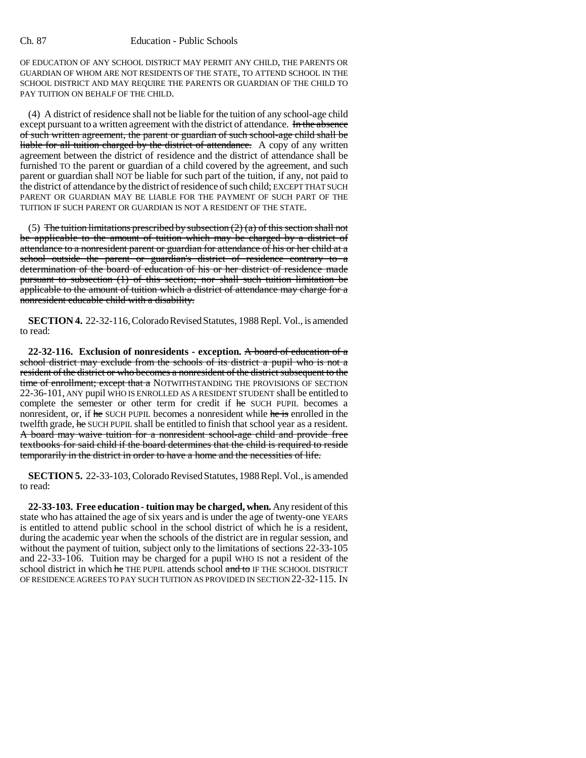OF EDUCATION OF ANY SCHOOL DISTRICT MAY PERMIT ANY CHILD, THE PARENTS OR GUARDIAN OF WHOM ARE NOT RESIDENTS OF THE STATE, TO ATTEND SCHOOL IN THE SCHOOL DISTRICT AND MAY REQUIRE THE PARENTS OR GUARDIAN OF THE CHILD TO PAY TUITION ON BEHALF OF THE CHILD.

(4) A district of residence shall not be liable for the tuition of any school-age child except pursuant to a written agreement with the district of attendance. ~~In the absence of such written agreement, the parent or guardian of such school-age child shall be liable for all tuition charged by the district of attendance.~~ A copy of any written agreement between the district of residence and the district of attendance shall be furnished TO the parent or guardian of a child covered by the agreement, and such parent or guardian shall NOT be liable for such part of the tuition, if any, not paid to the district of attendance by the district of residence of such child; EXCEPT THAT SUCH PARENT OR GUARDIAN MAY BE LIABLE FOR THE PAYMENT OF SUCH PART OF THE TUITION IF SUCH PARENT OR GUARDIAN IS NOT A RESIDENT OF THE STATE.

(5) ~~The tuition limitations prescribed by subsection (2) (a) of this section shall not be applicable to the amount of tuition which may be charged by a district of attendance to a nonresident parent or guardian for attendance of his or her child at a school outside the parent or guardian's district of residence contrary to a determination of the board of education of his or her district of residence made pursuant to subsection (1) of this section; nor shall such tuition limitation be applicable to the amount of tuition which a district of attendance may charge for a nonresident educable child with a disability.~~

**SECTION 4.** 22-32-116, Colorado Revised Statutes, 1988 Repl. Vol., is amended to read:

**22-32-116. Exclusion of nonresidents - exception.** ~~A board of education of a school district may exclude from the schools of its district a pupil who is not a resident of the district or who becomes a nonresident of the district subsequent to the time of enrollment; except that a~~ NOTWITHSTANDING THE PROVISIONS OF SECTION 22-36-101, ANY pupil WHO IS ENROLLED AS A RESIDENT STUDENT shall be entitled to complete the semester or other term for credit if ~~he~~ SUCH PUPIL becomes a nonresident, or, if ~~he~~ SUCH PUPIL becomes a nonresident while ~~he is~~ enrolled in the twelfth grade, ~~he~~ SUCH PUPIL shall be entitled to finish that school year as a resident. ~~A board may waive tuition for a nonresident school-age child and provide free textbooks for said child if the board determines that the child is required to reside temporarily in the district in order to have a home and the necessities of life.~~

**SECTION 5.** 22-33-103, Colorado Revised Statutes, 1988 Repl. Vol., is amended to read:

**22-33-103. Free education - tuition may be charged, when.** Any resident of this state who has attained the age of six years and is under the age of twenty-one YEARS is entitled to attend public school in the school district of which he is a resident, during the academic year when the schools of the district are in regular session, and without the payment of tuition, subject only to the limitations of sections 22-33-105 and 22-33-106. Tuition may be charged for a pupil WHO IS not a resident of the school district in which ~~he~~ THE PUPIL attends school ~~and to~~ IF THE SCHOOL DISTRICT OF RESIDENCE AGREES TO PAY SUCH TUITION AS PROVIDED IN SECTION 22-32-115. IN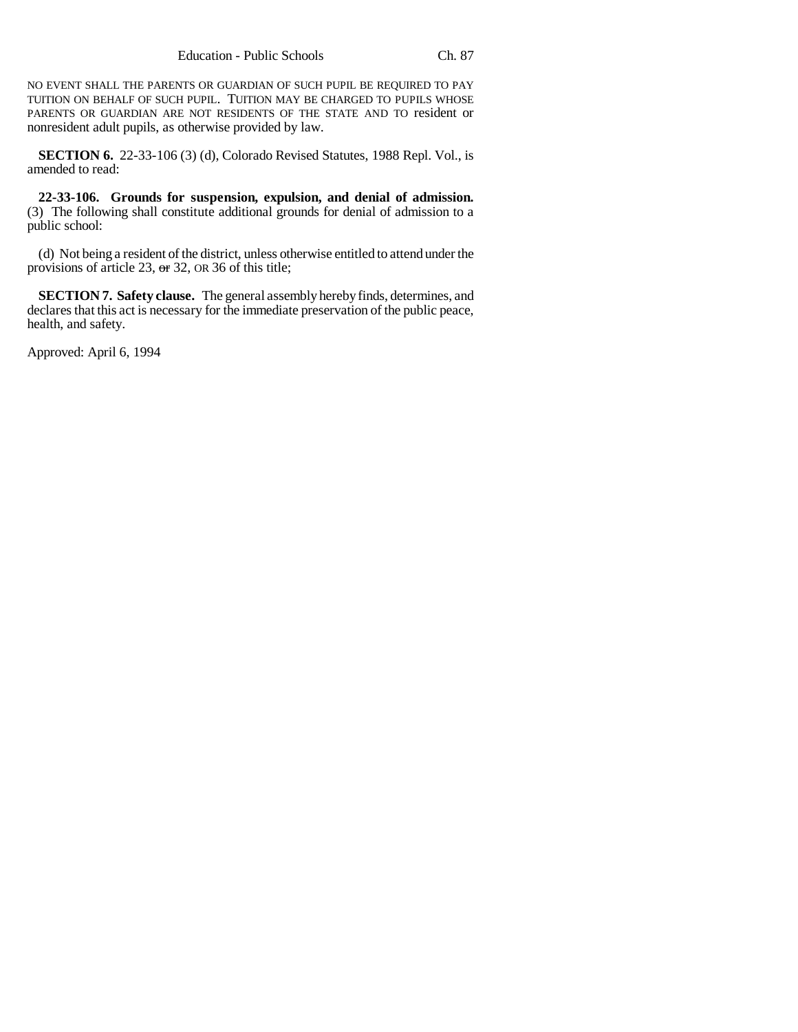NO EVENT SHALL THE PARENTS OR GUARDIAN OF SUCH PUPIL BE REQUIRED TO PAY TUITION ON BEHALF OF SUCH PUPIL. TUITION MAY BE CHARGED TO PUPILS WHOSE PARENTS OR GUARDIAN ARE NOT RESIDENTS OF THE STATE AND TO resident or nonresident adult pupils, as otherwise provided by law.

**SECTION 6.** 22-33-106 (3) (d), Colorado Revised Statutes, 1988 Repl. Vol., is amended to read:

**22-33-106. Grounds for suspension, expulsion, and denial of admission.** (3) The following shall constitute additional grounds for denial of admission to a public school:

(d) Not being a resident of the district, unless otherwise entitled to attend under the provisions of article 23, ~~or~~ 32, OR 36 of this title;

**SECTION 7. Safety clause.** The general assembly hereby finds, determines, and declares that this act is necessary for the immediate preservation of the public peace, health, and safety.

Approved: April 6, 1994